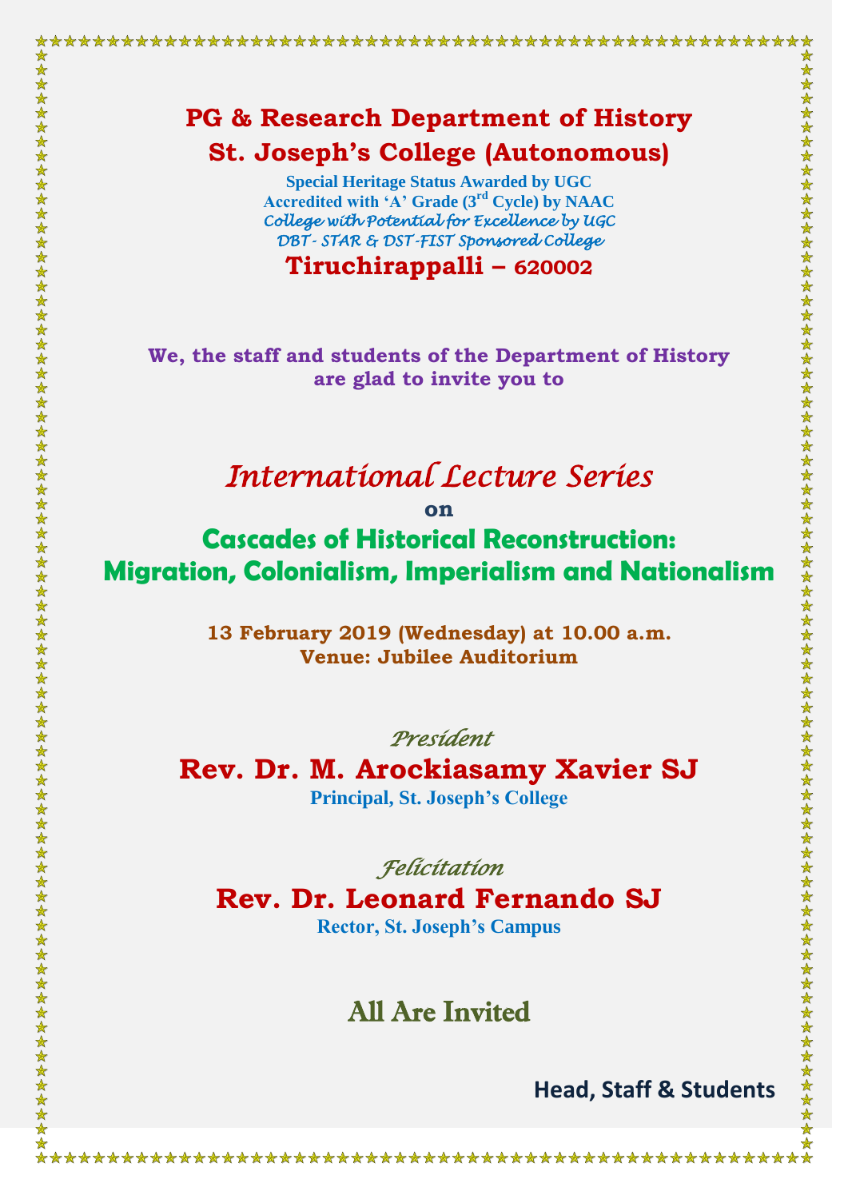# PG & Research Department of History

# St. Joseph's College (Autonomous)

**Special Heritage Status Awarded by UGC**
**Accredited with 'A' Grade (3rd Cycle) by NAAC**
*College with Potential for Excellence by UGC*
*DBT - STAR & DST-FIST Sponsored College*

**Tiruchirappalli – 620002**

**We, the staff and students of the Department of History are glad to invite you to**

## *International Lecture Series*

**on**

## Cascades of Historical Reconstruction: Migration, Colonialism, Imperialism and Nationalism

**13 February 2019 (Wednesday) at 10.00 a.m.**
**Venue: Jubilee Auditorium**

*President*

**Rev. Dr. M. Arockiasamy Xavier SJ**
**Principal, St. Joseph's College**

*Felicitation*

**Rev. Dr. Leonard Fernando SJ**
**Rector, St. Joseph's Campus**

## All Are Invited

**Head, Staff & Students**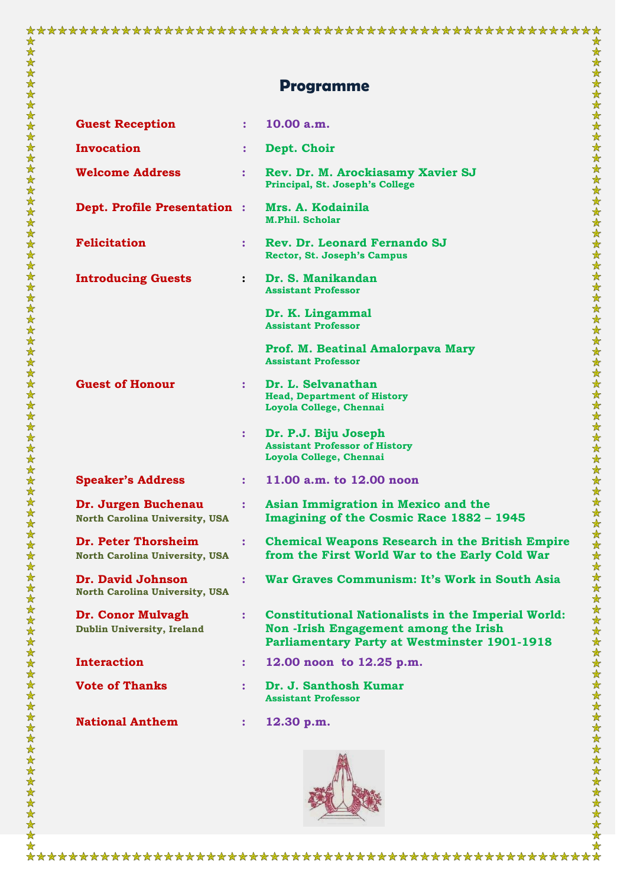# Programme

| | | |
|---|---|---|
| **Guest Reception** | : | **10.00 a.m.** |
| **Invocation** | : | **Dept. Choir** |
| **Welcome Address** | : | **Rev. Dr. M. Arockiasamy Xavier SJ**<br>Principal, St. Joseph's College |
| **Dept. Profile Presentation** | : | **Mrs. A. Kodainila**<br>M.Phil. Scholar |
| **Felicitation** | : | **Rev. Dr. Leonard Fernando SJ**<br>Rector, St. Joseph's Campus |
| **Introducing Guests** | : | **Dr. S. Manikandan**<br>Assistant Professor |
| | | **Dr. K. Lingammal**<br>Assistant Professor |
| | | **Prof. M. Beatinal Amalorpava Mary**<br>Assistant Professor |
| **Guest of Honour** | : | **Dr. L. Selvanathan**<br>Head, Department of History<br>Loyola College, Chennai |
| | : | **Dr. P.J. Biju Joseph**<br>Assistant Professor of History<br>Loyola College, Chennai |
| **Speaker's Address** | : | **11.00 a.m. to 12.00 noon** |
| **Dr. Jurgen Buchenau**<br>North Carolina University, USA | : | **Asian Immigration in Mexico and the Imagining of the Cosmic Race 1882 – 1945** |
| **Dr. Peter Thorsheim**<br>North Carolina University, USA | : | **Chemical Weapons Research in the British Empire from the First World War to the Early Cold War** |
| **Dr. David Johnson**<br>North Carolina University, USA | : | **War Graves Communism: It's Work in South Asia** |
| **Dr. Conor Mulvagh**<br>Dublin University, Ireland | : | **Constitutional Nationalists in the Imperial World: Non -Irish Engagement among the Irish Parliamentary Party at Westminster 1901-1918** |
| **Interaction** | : | **12.00 noon to 12.25 p.m.** |
| **Vote of Thanks** | : | **Dr. J. Santhosh Kumar**<br>Assistant Professor |
| **National Anthem** | : | **12.30 p.m.** |